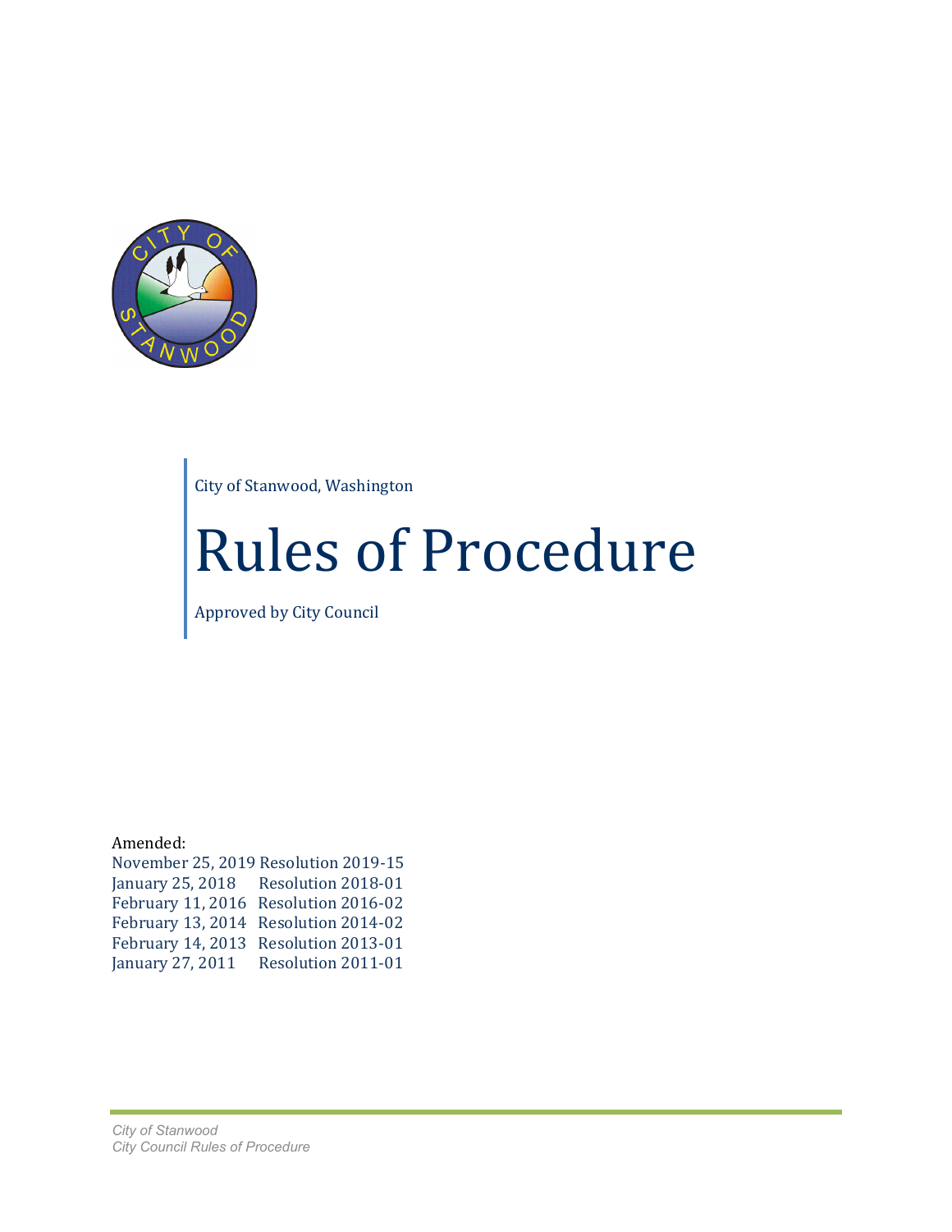City of Stanwood, Washington

# Rules of Procedure

Approved by City Council

Amended:

| Date | Resolution |
|---|---|
| November 25, 2019 | Resolution 2019-15 |
| January 25, 2018 | Resolution 2018-01 |
| February 11, 2016 | Resolution 2016-02 |
| February 13, 2014 | Resolution 2014-02 |
| February 14, 2013 | Resolution 2013-01 |
| January 27, 2011 | Resolution 2011-01 |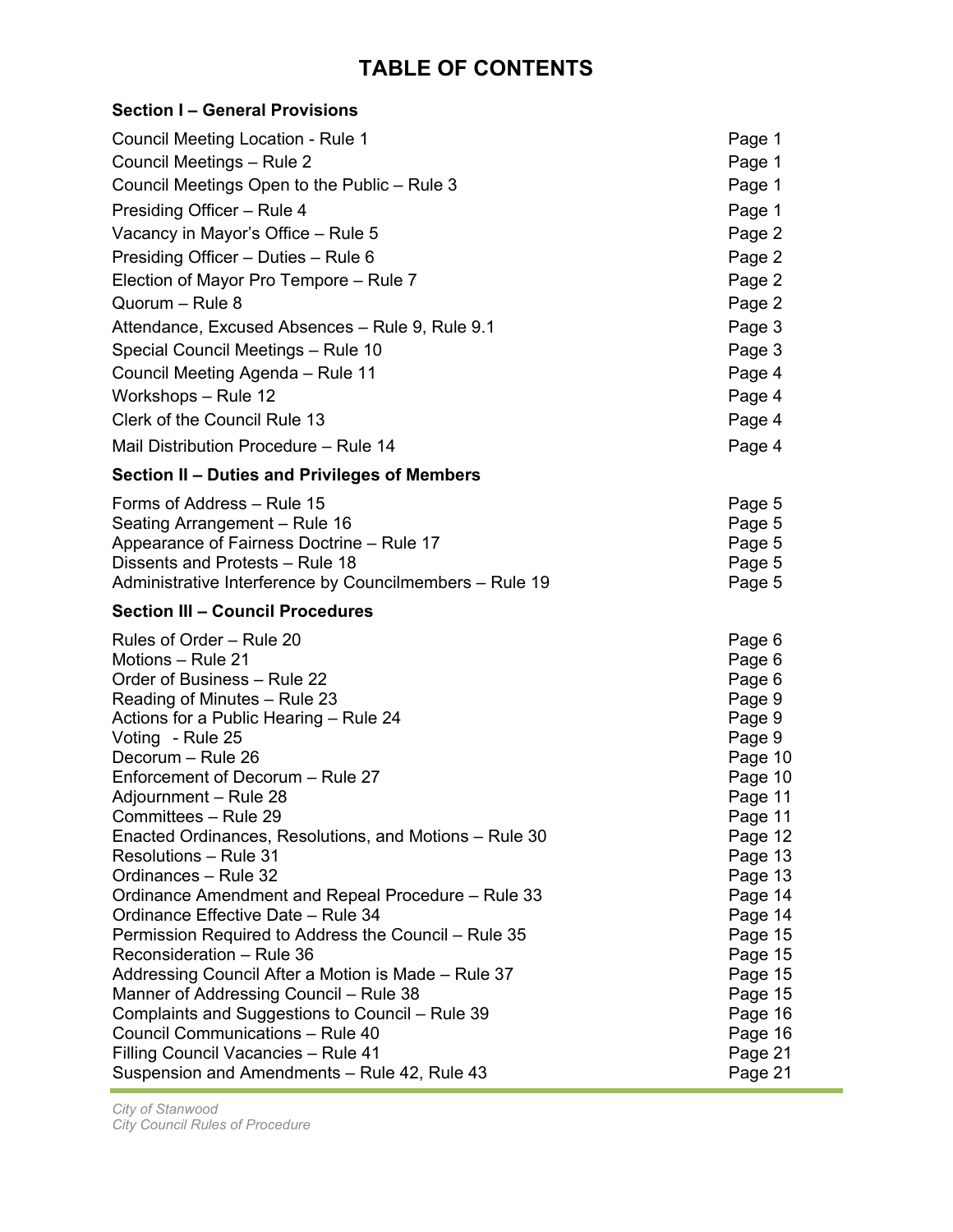# TABLE OF CONTENTS

**Section I – General Provisions**

| | |
|---|---|
| Council Meeting Location - Rule 1 | Page 1 |
| Council Meetings – Rule 2 | Page 1 |
| Council Meetings Open to the Public – Rule 3 | Page 1 |
| Presiding Officer – Rule 4 | Page 1 |
| Vacancy in Mayor's Office – Rule 5 | Page 2 |
| Presiding Officer – Duties – Rule 6 | Page 2 |
| Election of Mayor Pro Tempore – Rule 7 | Page 2 |
| Quorum – Rule 8 | Page 2 |
| Attendance, Excused Absences – Rule 9, Rule 9.1 | Page 3 |
| Special Council Meetings – Rule 10 | Page 3 |
| Council Meeting Agenda – Rule 11 | Page 4 |
| Workshops – Rule 12 | Page 4 |
| Clerk of the Council Rule 13 | Page 4 |
| Mail Distribution Procedure – Rule 14 | Page 4 |

**Section II – Duties and Privileges of Members**

| | |
|---|---|
| Forms of Address – Rule 15 | Page 5 |
| Seating Arrangement – Rule 16 | Page 5 |
| Appearance of Fairness Doctrine – Rule 17 | Page 5 |
| Dissents and Protests – Rule 18 | Page 5 |
| Administrative Interference by Councilmembers – Rule 19 | Page 5 |

**Section III – Council Procedures**

| | |
|---|---|
| Rules of Order – Rule 20 | Page 6 |
| Motions – Rule 21 | Page 6 |
| Order of Business – Rule 22 | Page 6 |
| Reading of Minutes – Rule 23 | Page 9 |
| Actions for a Public Hearing – Rule 24 | Page 9 |
| Voting - Rule 25 | Page 9 |
| Decorum – Rule 26 | Page 10 |
| Enforcement of Decorum – Rule 27 | Page 10 |
| Adjournment – Rule 28 | Page 11 |
| Committees – Rule 29 | Page 11 |
| Enacted Ordinances, Resolutions, and Motions – Rule 30 | Page 12 |
| Resolutions – Rule 31 | Page 13 |
| Ordinances – Rule 32 | Page 13 |
| Ordinance Amendment and Repeal Procedure – Rule 33 | Page 14 |
| Ordinance Effective Date – Rule 34 | Page 14 |
| Permission Required to Address the Council – Rule 35 | Page 15 |
| Reconsideration – Rule 36 | Page 15 |
| Addressing Council After a Motion is Made – Rule 37 | Page 15 |
| Manner of Addressing Council – Rule 38 | Page 15 |
| Complaints and Suggestions to Council – Rule 39 | Page 16 |
| Council Communications – Rule 40 | Page 16 |
| Filling Council Vacancies – Rule 41 | Page 21 |
| Suspension and Amendments – Rule 42, Rule 43 | Page 21 |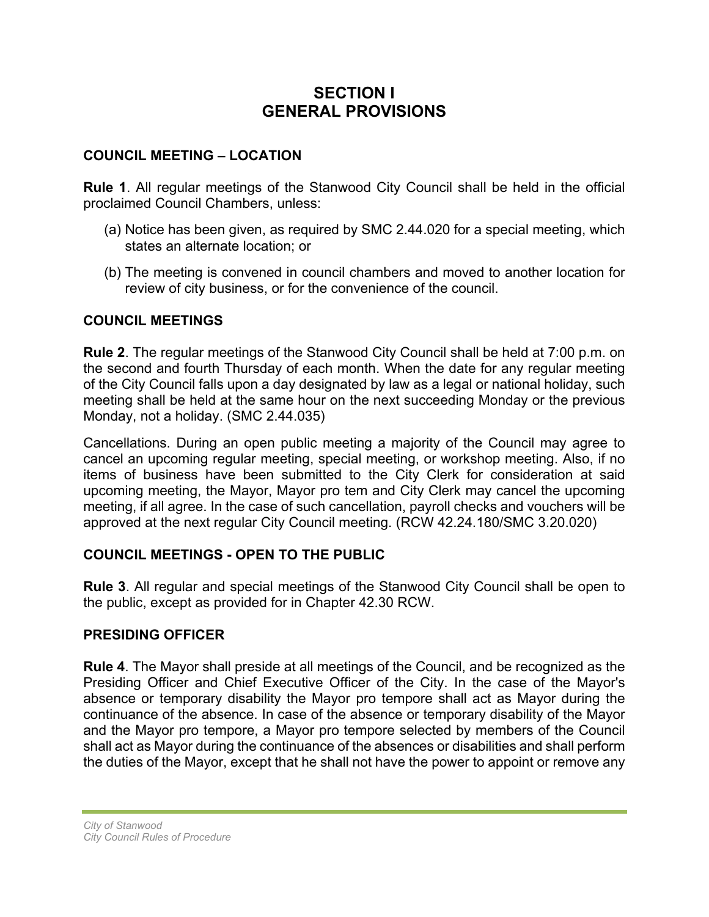# SECTION I
# GENERAL PROVISIONS

## COUNCIL MEETING – LOCATION

**Rule 1**. All regular meetings of the Stanwood City Council shall be held in the official proclaimed Council Chambers, unless:

(a) Notice has been given, as required by SMC 2.44.020 for a special meeting, which states an alternate location; or

(b) The meeting is convened in council chambers and moved to another location for review of city business, or for the convenience of the council.

## COUNCIL MEETINGS

**Rule 2**. The regular meetings of the Stanwood City Council shall be held at 7:00 p.m. on the second and fourth Thursday of each month. When the date for any regular meeting of the City Council falls upon a day designated by law as a legal or national holiday, such meeting shall be held at the same hour on the next succeeding Monday or the previous Monday, not a holiday. (SMC 2.44.035)

Cancellations. During an open public meeting a majority of the Council may agree to cancel an upcoming regular meeting, special meeting, or workshop meeting. Also, if no items of business have been submitted to the City Clerk for consideration at said upcoming meeting, the Mayor, Mayor pro tem and City Clerk may cancel the upcoming meeting, if all agree. In the case of such cancellation, payroll checks and vouchers will be approved at the next regular City Council meeting. (RCW 42.24.180/SMC 3.20.020)

## COUNCIL MEETINGS - OPEN TO THE PUBLIC

**Rule 3**. All regular and special meetings of the Stanwood City Council shall be open to the public, except as provided for in Chapter 42.30 RCW.

## PRESIDING OFFICER

**Rule 4**. The Mayor shall preside at all meetings of the Council, and be recognized as the Presiding Officer and Chief Executive Officer of the City. In the case of the Mayor's absence or temporary disability the Mayor pro tempore shall act as Mayor during the continuance of the absence. In case of the absence or temporary disability of the Mayor and the Mayor pro tempore, a Mayor pro tempore selected by members of the Council shall act as Mayor during the continuance of the absences or disabilities and shall perform the duties of the Mayor, except that he shall not have the power to appoint or remove any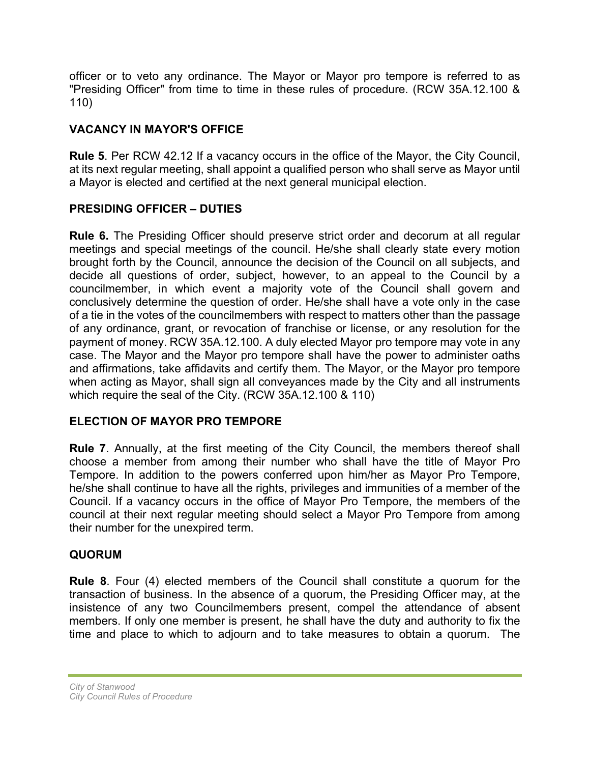officer or to veto any ordinance. The Mayor or Mayor pro tempore is referred to as "Presiding Officer" from time to time in these rules of procedure. (RCW 35A.12.100 & 110)

## VACANCY IN MAYOR'S OFFICE

**Rule 5**. Per RCW 42.12 If a vacancy occurs in the office of the Mayor, the City Council, at its next regular meeting, shall appoint a qualified person who shall serve as Mayor until a Mayor is elected and certified at the next general municipal election.

## PRESIDING OFFICER – DUTIES

**Rule 6.** The Presiding Officer should preserve strict order and decorum at all regular meetings and special meetings of the council. He/she shall clearly state every motion brought forth by the Council, announce the decision of the Council on all subjects, and decide all questions of order, subject, however, to an appeal to the Council by a councilmember, in which event a majority vote of the Council shall govern and conclusively determine the question of order. He/she shall have a vote only in the case of a tie in the votes of the councilmembers with respect to matters other than the passage of any ordinance, grant, or revocation of franchise or license, or any resolution for the payment of money. RCW 35A.12.100. A duly elected Mayor pro tempore may vote in any case. The Mayor and the Mayor pro tempore shall have the power to administer oaths and affirmations, take affidavits and certify them. The Mayor, or the Mayor pro tempore when acting as Mayor, shall sign all conveyances made by the City and all instruments which require the seal of the City. (RCW 35A.12.100 & 110)

## ELECTION OF MAYOR PRO TEMPORE

**Rule 7**. Annually, at the first meeting of the City Council, the members thereof shall choose a member from among their number who shall have the title of Mayor Pro Tempore. In addition to the powers conferred upon him/her as Mayor Pro Tempore, he/she shall continue to have all the rights, privileges and immunities of a member of the Council. If a vacancy occurs in the office of Mayor Pro Tempore, the members of the council at their next regular meeting should select a Mayor Pro Tempore from among their number for the unexpired term.

## QUORUM

**Rule 8**. Four (4) elected members of the Council shall constitute a quorum for the transaction of business. In the absence of a quorum, the Presiding Officer may, at the insistence of any two Councilmembers present, compel the attendance of absent members. If only one member is present, he shall have the duty and authority to fix the time and place to which to adjourn and to take measures to obtain a quorum. The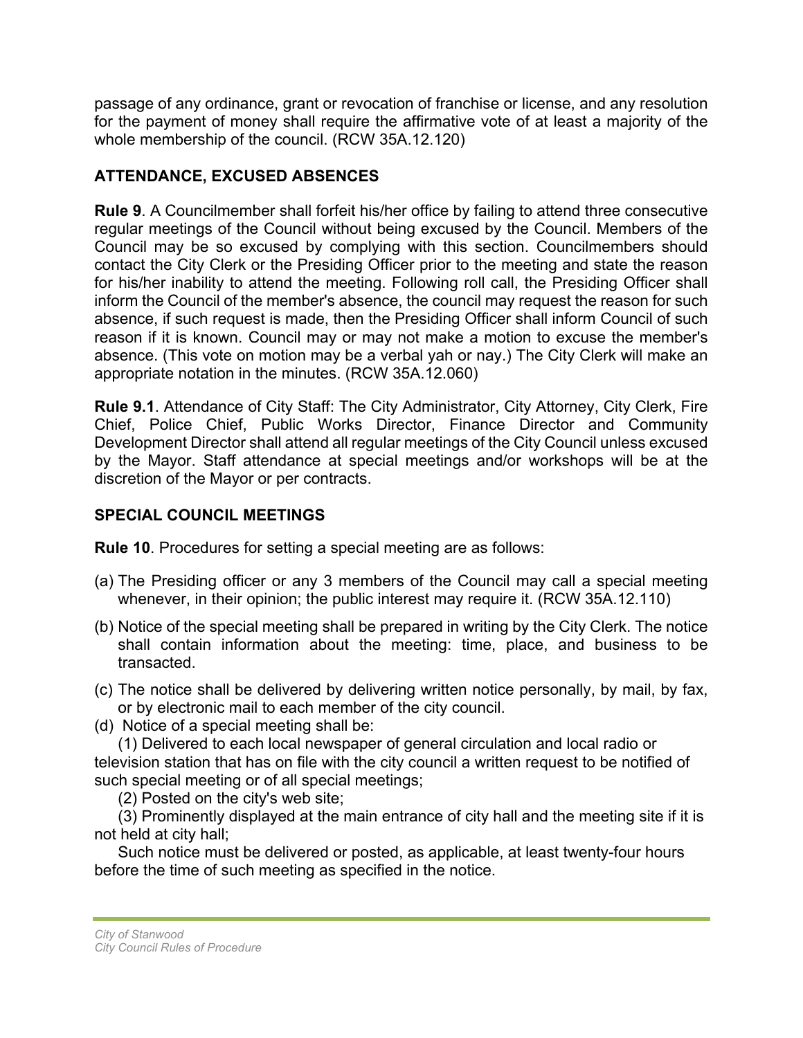passage of any ordinance, grant or revocation of franchise or license, and any resolution for the payment of money shall require the affirmative vote of at least a majority of the whole membership of the council. (RCW 35A.12.120)

## ATTENDANCE, EXCUSED ABSENCES

**Rule 9**. A Councilmember shall forfeit his/her office by failing to attend three consecutive regular meetings of the Council without being excused by the Council. Members of the Council may be so excused by complying with this section. Councilmembers should contact the City Clerk or the Presiding Officer prior to the meeting and state the reason for his/her inability to attend the meeting. Following roll call, the Presiding Officer shall inform the Council of the member's absence, the council may request the reason for such absence, if such request is made, then the Presiding Officer shall inform Council of such reason if it is known. Council may or may not make a motion to excuse the member's absence. (This vote on motion may be a verbal yah or nay.) The City Clerk will make an appropriate notation in the minutes. (RCW 35A.12.060)

**Rule 9.1**. Attendance of City Staff: The City Administrator, City Attorney, City Clerk, Fire Chief, Police Chief, Public Works Director, Finance Director and Community Development Director shall attend all regular meetings of the City Council unless excused by the Mayor. Staff attendance at special meetings and/or workshops will be at the discretion of the Mayor or per contracts.

## SPECIAL COUNCIL MEETINGS

**Rule 10**. Procedures for setting a special meeting are as follows:

(a) The Presiding officer or any 3 members of the Council may call a special meeting whenever, in their opinion; the public interest may require it. (RCW 35A.12.110)

(b) Notice of the special meeting shall be prepared in writing by the City Clerk. The notice shall contain information about the meeting: time, place, and business to be transacted.

(c) The notice shall be delivered by delivering written notice personally, by mail, by fax, or by electronic mail to each member of the city council.

(d) Notice of a special meeting shall be:

(1) Delivered to each local newspaper of general circulation and local radio or television station that has on file with the city council a written request to be notified of such special meeting or of all special meetings;

(2) Posted on the city's web site;

(3) Prominently displayed at the main entrance of city hall and the meeting site if it is not held at city hall;

Such notice must be delivered or posted, as applicable, at least twenty-four hours before the time of such meeting as specified in the notice.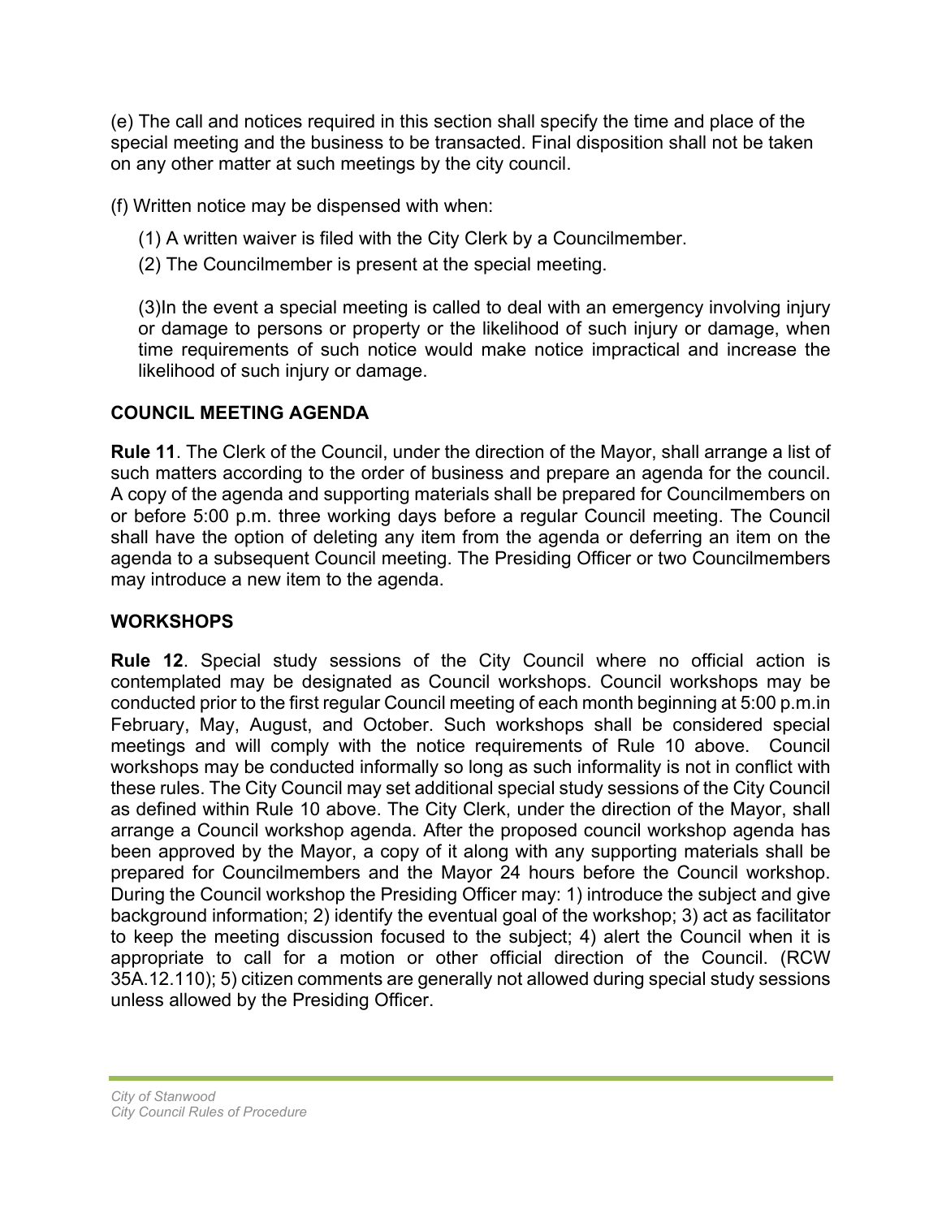(e) The call and notices required in this section shall specify the time and place of the special meeting and the business to be transacted. Final disposition shall not be taken on any other matter at such meetings by the city council.

(f) Written notice may be dispensed with when:

(1) A written waiver is filed with the City Clerk by a Councilmember.

(2) The Councilmember is present at the special meeting.

(3)In the event a special meeting is called to deal with an emergency involving injury or damage to persons or property or the likelihood of such injury or damage, when time requirements of such notice would make notice impractical and increase the likelihood of such injury or damage.

## COUNCIL MEETING AGENDA

**Rule 11**. The Clerk of the Council, under the direction of the Mayor, shall arrange a list of such matters according to the order of business and prepare an agenda for the council. A copy of the agenda and supporting materials shall be prepared for Councilmembers on or before 5:00 p.m. three working days before a regular Council meeting. The Council shall have the option of deleting any item from the agenda or deferring an item on the agenda to a subsequent Council meeting. The Presiding Officer or two Councilmembers may introduce a new item to the agenda.

## WORKSHOPS

**Rule 12**. Special study sessions of the City Council where no official action is contemplated may be designated as Council workshops. Council workshops may be conducted prior to the first regular Council meeting of each month beginning at 5:00 p.m.in February, May, August, and October. Such workshops shall be considered special meetings and will comply with the notice requirements of Rule 10 above. Council workshops may be conducted informally so long as such informality is not in conflict with these rules. The City Council may set additional special study sessions of the City Council as defined within Rule 10 above. The City Clerk, under the direction of the Mayor, shall arrange a Council workshop agenda. After the proposed council workshop agenda has been approved by the Mayor, a copy of it along with any supporting materials shall be prepared for Councilmembers and the Mayor 24 hours before the Council workshop. During the Council workshop the Presiding Officer may: 1) introduce the subject and give background information; 2) identify the eventual goal of the workshop; 3) act as facilitator to keep the meeting discussion focused to the subject; 4) alert the Council when it is appropriate to call for a motion or other official direction of the Council. (RCW 35A.12.110); 5) citizen comments are generally not allowed during special study sessions unless allowed by the Presiding Officer.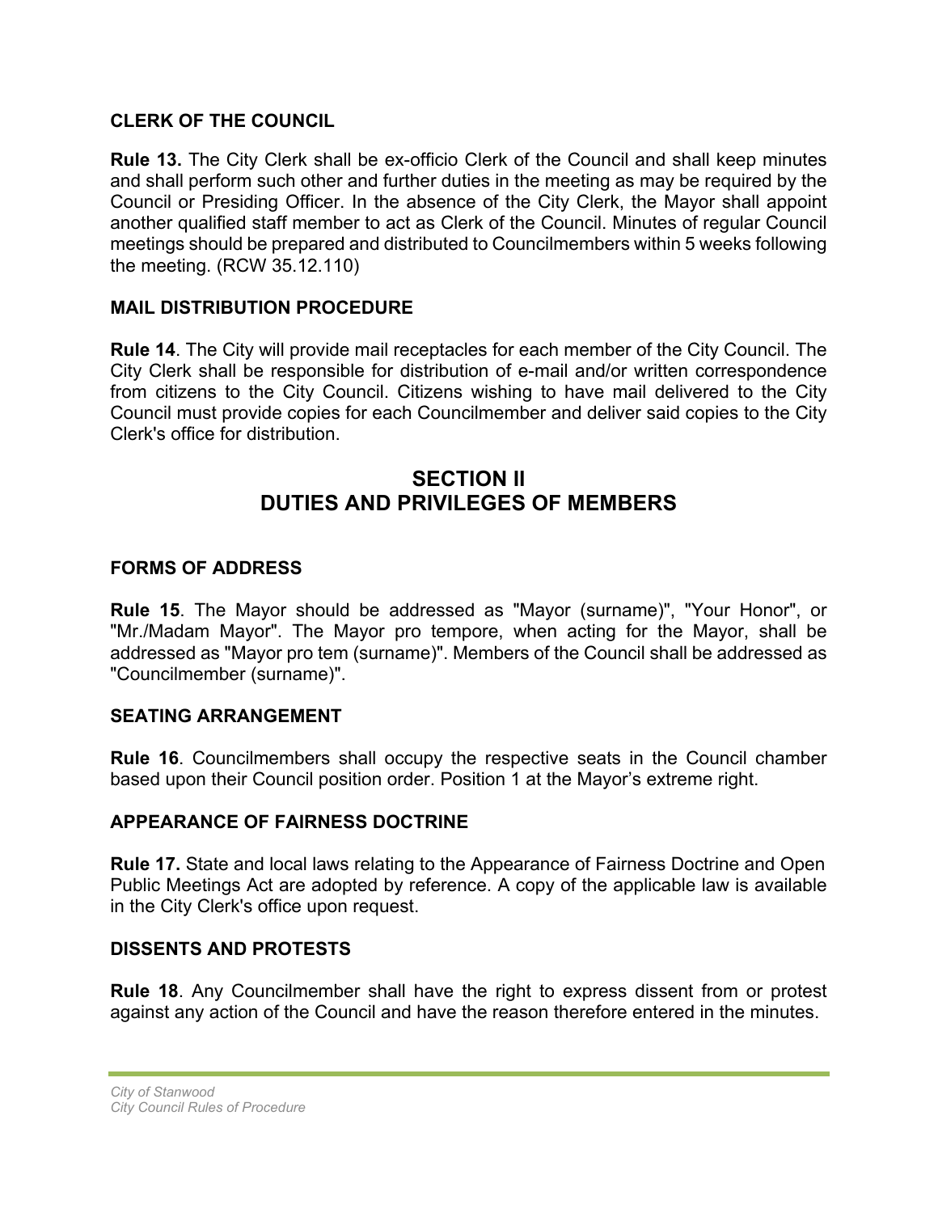### CLERK OF THE COUNCIL

**Rule 13.** The City Clerk shall be ex-officio Clerk of the Council and shall keep minutes and shall perform such other and further duties in the meeting as may be required by the Council or Presiding Officer. In the absence of the City Clerk, the Mayor shall appoint another qualified staff member to act as Clerk of the Council. Minutes of regular Council meetings should be prepared and distributed to Councilmembers within 5 weeks following the meeting. (RCW 35.12.110)

### MAIL DISTRIBUTION PROCEDURE

**Rule 14**. The City will provide mail receptacles for each member of the City Council. The City Clerk shall be responsible for distribution of e-mail and/or written correspondence from citizens to the City Council. Citizens wishing to have mail delivered to the City Council must provide copies for each Councilmember and deliver said copies to the City Clerk's office for distribution.

## SECTION II
## DUTIES AND PRIVILEGES OF MEMBERS

### FORMS OF ADDRESS

**Rule 15**. The Mayor should be addressed as "Mayor (surname)", "Your Honor", or "Mr./Madam Mayor". The Mayor pro tempore, when acting for the Mayor, shall be addressed as "Mayor pro tem (surname)". Members of the Council shall be addressed as "Councilmember (surname)".

### SEATING ARRANGEMENT

**Rule 16**. Councilmembers shall occupy the respective seats in the Council chamber based upon their Council position order. Position 1 at the Mayor's extreme right.

### APPEARANCE OF FAIRNESS DOCTRINE

**Rule 17.** State and local laws relating to the Appearance of Fairness Doctrine and Open Public Meetings Act are adopted by reference. A copy of the applicable law is available in the City Clerk's office upon request.

### DISSENTS AND PROTESTS

**Rule 18**. Any Councilmember shall have the right to express dissent from or protest against any action of the Council and have the reason therefore entered in the minutes.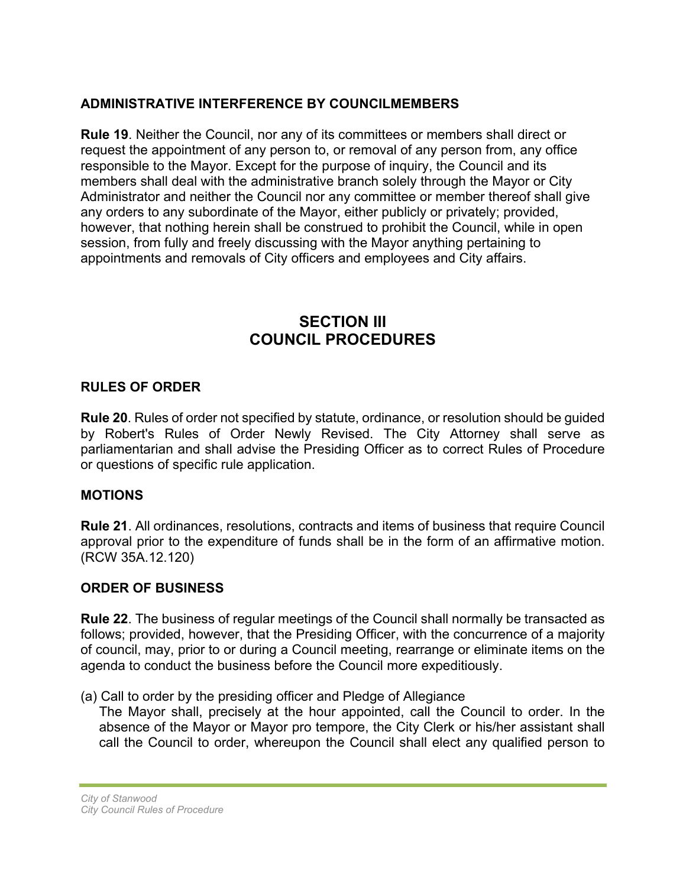### ADMINISTRATIVE INTERFERENCE BY COUNCILMEMBERS

**Rule 19**. Neither the Council, nor any of its committees or members shall direct or request the appointment of any person to, or removal of any person from, any office responsible to the Mayor. Except for the purpose of inquiry, the Council and its members shall deal with the administrative branch solely through the Mayor or City Administrator and neither the Council nor any committee or member thereof shall give any orders to any subordinate of the Mayor, either publicly or privately; provided, however, that nothing herein shall be construed to prohibit the Council, while in open session, from fully and freely discussing with the Mayor anything pertaining to appointments and removals of City officers and employees and City affairs.

## SECTION III
## COUNCIL PROCEDURES

### RULES OF ORDER

**Rule 20**. Rules of order not specified by statute, ordinance, or resolution should be guided by Robert's Rules of Order Newly Revised. The City Attorney shall serve as parliamentarian and shall advise the Presiding Officer as to correct Rules of Procedure or questions of specific rule application.

### MOTIONS

**Rule 21**. All ordinances, resolutions, contracts and items of business that require Council approval prior to the expenditure of funds shall be in the form of an affirmative motion. (RCW 35A.12.120)

### ORDER OF BUSINESS

**Rule 22**. The business of regular meetings of the Council shall normally be transacted as follows; provided, however, that the Presiding Officer, with the concurrence of a majority of council, may, prior to or during a Council meeting, rearrange or eliminate items on the agenda to conduct the business before the Council more expeditiously.

(a) Call to order by the presiding officer and Pledge of Allegiance
The Mayor shall, precisely at the hour appointed, call the Council to order. In the absence of the Mayor or Mayor pro tempore, the City Clerk or his/her assistant shall call the Council to order, whereupon the Council shall elect any qualified person to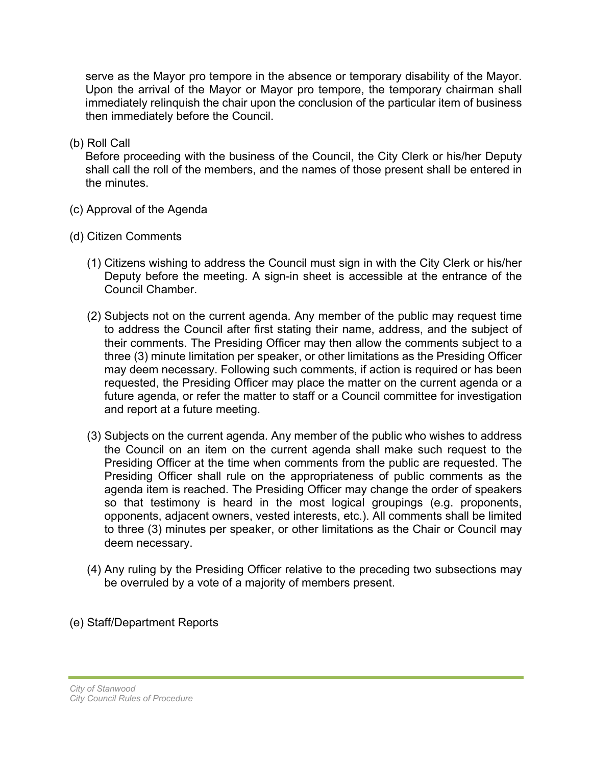serve as the Mayor pro tempore in the absence or temporary disability of the Mayor. Upon the arrival of the Mayor or Mayor pro tempore, the temporary chairman shall immediately relinquish the chair upon the conclusion of the particular item of business then immediately before the Council.

(b) Roll Call

Before proceeding with the business of the Council, the City Clerk or his/her Deputy shall call the roll of the members, and the names of those present shall be entered in the minutes.

(c) Approval of the Agenda

(d) Citizen Comments

(1) Citizens wishing to address the Council must sign in with the City Clerk or his/her Deputy before the meeting. A sign-in sheet is accessible at the entrance of the Council Chamber.

(2) Subjects not on the current agenda. Any member of the public may request time to address the Council after first stating their name, address, and the subject of their comments. The Presiding Officer may then allow the comments subject to a three (3) minute limitation per speaker, or other limitations as the Presiding Officer may deem necessary. Following such comments, if action is required or has been requested, the Presiding Officer may place the matter on the current agenda or a future agenda, or refer the matter to staff or a Council committee for investigation and report at a future meeting.

(3) Subjects on the current agenda. Any member of the public who wishes to address the Council on an item on the current agenda shall make such request to the Presiding Officer at the time when comments from the public are requested. The Presiding Officer shall rule on the appropriateness of public comments as the agenda item is reached. The Presiding Officer may change the order of speakers so that testimony is heard in the most logical groupings (e.g. proponents, opponents, adjacent owners, vested interests, etc.). All comments shall be limited to three (3) minutes per speaker, or other limitations as the Chair or Council may deem necessary.

(4) Any ruling by the Presiding Officer relative to the preceding two subsections may be overruled by a vote of a majority of members present.

(e) Staff/Department Reports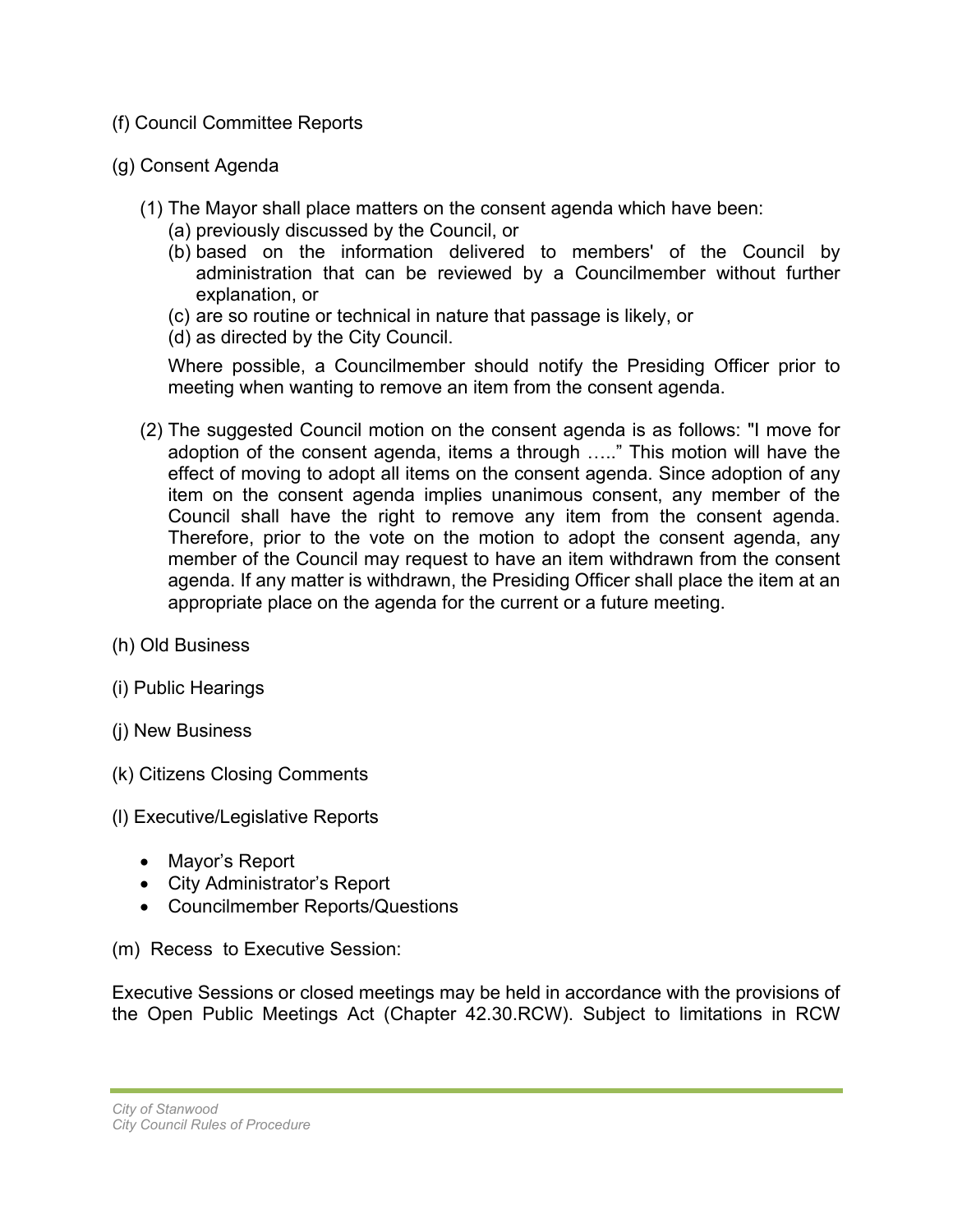(f) Council Committee Reports

(g) Consent Agenda

(1) The Mayor shall place matters on the consent agenda which have been:
   (a) previously discussed by the Council, or
   (b) based on the information delivered to members' of the Council by administration that can be reviewed by a Councilmember without further explanation, or
   (c) are so routine or technical in nature that passage is likely, or
   (d) as directed by the City Council.

   Where possible, a Councilmember should notify the Presiding Officer prior to meeting when wanting to remove an item from the consent agenda.

(2) The suggested Council motion on the consent agenda is as follows: "I move for adoption of the consent agenda, items a through ….." This motion will have the effect of moving to adopt all items on the consent agenda. Since adoption of any item on the consent agenda implies unanimous consent, any member of the Council shall have the right to remove any item from the consent agenda. Therefore, prior to the vote on the motion to adopt the consent agenda, any member of the Council may request to have an item withdrawn from the consent agenda. If any matter is withdrawn, the Presiding Officer shall place the item at an appropriate place on the agenda for the current or a future meeting.

(h) Old Business

(i) Public Hearings

(j) New Business

(k) Citizens Closing Comments

(l) Executive/Legislative Reports

- Mayor's Report
- City Administrator's Report
- Councilmember Reports/Questions

(m) Recess to Executive Session:

Executive Sessions or closed meetings may be held in accordance with the provisions of the Open Public Meetings Act (Chapter 42.30.RCW). Subject to limitations in RCW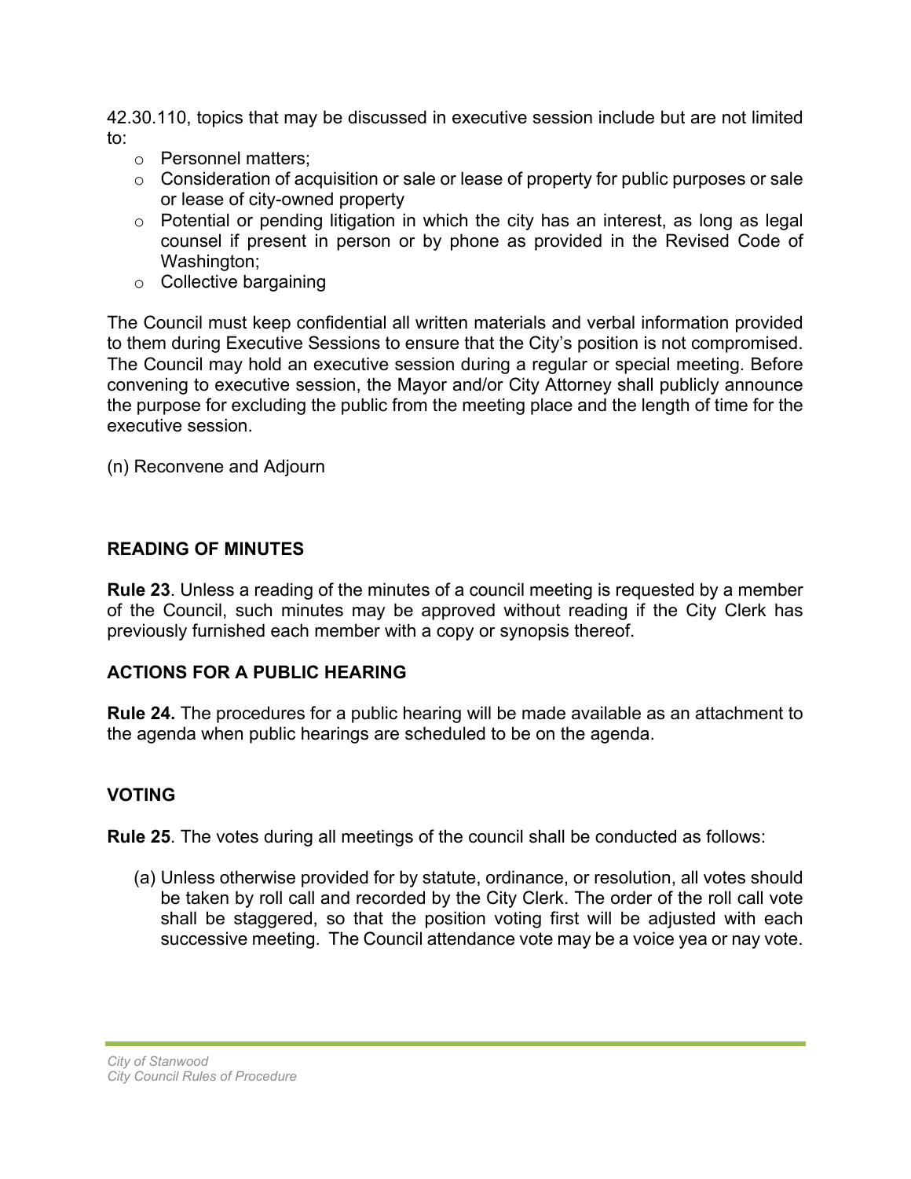42.30.110, topics that may be discussed in executive session include but are not limited to:

- Personnel matters;
- Consideration of acquisition or sale or lease of property for public purposes or sale or lease of city-owned property
- Potential or pending litigation in which the city has an interest, as long as legal counsel if present in person or by phone as provided in the Revised Code of Washington;
- Collective bargaining

The Council must keep confidential all written materials and verbal information provided to them during Executive Sessions to ensure that the City's position is not compromised. The Council may hold an executive session during a regular or special meeting. Before convening to executive session, the Mayor and/or City Attorney shall publicly announce the purpose for excluding the public from the meeting place and the length of time for the executive session.

(n) Reconvene and Adjourn

## READING OF MINUTES

**Rule 23**. Unless a reading of the minutes of a council meeting is requested by a member of the Council, such minutes may be approved without reading if the City Clerk has previously furnished each member with a copy or synopsis thereof.

## ACTIONS FOR A PUBLIC HEARING

**Rule 24.** The procedures for a public hearing will be made available as an attachment to the agenda when public hearings are scheduled to be on the agenda.

## VOTING

**Rule 25**. The votes during all meetings of the council shall be conducted as follows:

(a) Unless otherwise provided for by statute, ordinance, or resolution, all votes should be taken by roll call and recorded by the City Clerk. The order of the roll call vote shall be staggered, so that the position voting first will be adjusted with each successive meeting. The Council attendance vote may be a voice yea or nay vote.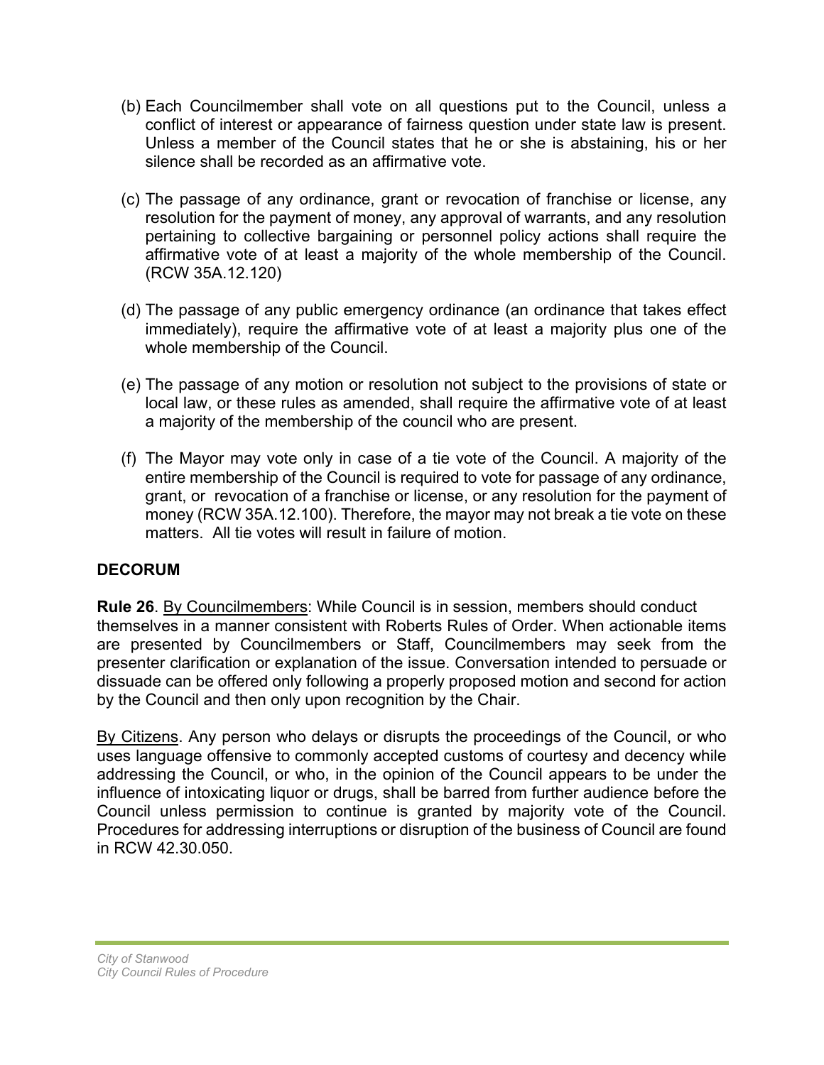(b) Each Councilmember shall vote on all questions put to the Council, unless a conflict of interest or appearance of fairness question under state law is present. Unless a member of the Council states that he or she is abstaining, his or her silence shall be recorded as an affirmative vote.

(c) The passage of any ordinance, grant or revocation of franchise or license, any resolution for the payment of money, any approval of warrants, and any resolution pertaining to collective bargaining or personnel policy actions shall require the affirmative vote of at least a majority of the whole membership of the Council. (RCW 35A.12.120)

(d) The passage of any public emergency ordinance (an ordinance that takes effect immediately), require the affirmative vote of at least a majority plus one of the whole membership of the Council.

(e) The passage of any motion or resolution not subject to the provisions of state or local law, or these rules as amended, shall require the affirmative vote of at least a majority of the membership of the council who are present.

(f) The Mayor may vote only in case of a tie vote of the Council. A majority of the entire membership of the Council is required to vote for passage of any ordinance, grant, or revocation of a franchise or license, or any resolution for the payment of money (RCW 35A.12.100). Therefore, the mayor may not break a tie vote on these matters. All tie votes will result in failure of motion.

**DECORUM**

**Rule 26**. By Councilmembers: While Council is in session, members should conduct themselves in a manner consistent with Roberts Rules of Order. When actionable items are presented by Councilmembers or Staff, Councilmembers may seek from the presenter clarification or explanation of the issue. Conversation intended to persuade or dissuade can be offered only following a properly proposed motion and second for action by the Council and then only upon recognition by the Chair.

By Citizens. Any person who delays or disrupts the proceedings of the Council, or who uses language offensive to commonly accepted customs of courtesy and decency while addressing the Council, or who, in the opinion of the Council appears to be under the influence of intoxicating liquor or drugs, shall be barred from further audience before the Council unless permission to continue is granted by majority vote of the Council. Procedures for addressing interruptions or disruption of the business of Council are found in RCW 42.30.050.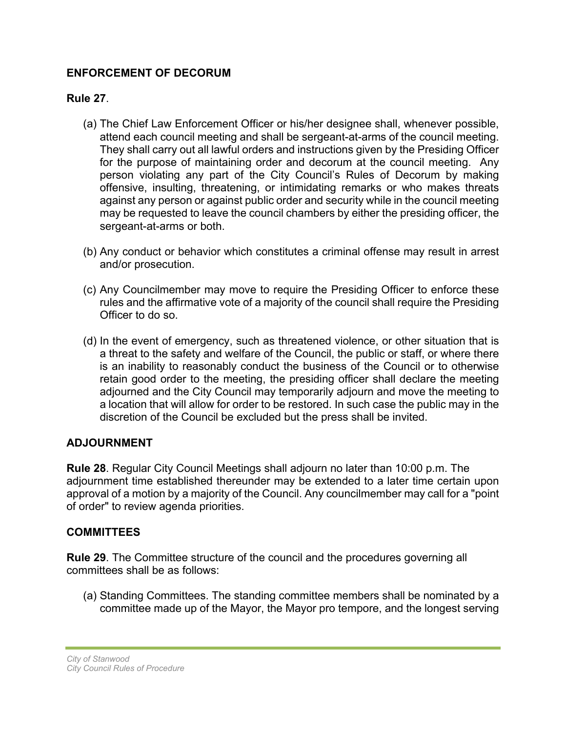**ENFORCEMENT OF DECORUM**

**Rule 27**.

(a) The Chief Law Enforcement Officer or his/her designee shall, whenever possible, attend each council meeting and shall be sergeant-at-arms of the council meeting. They shall carry out all lawful orders and instructions given by the Presiding Officer for the purpose of maintaining order and decorum at the council meeting. Any person violating any part of the City Council's Rules of Decorum by making offensive, insulting, threatening, or intimidating remarks or who makes threats against any person or against public order and security while in the council meeting may be requested to leave the council chambers by either the presiding officer, the sergeant-at-arms or both.

(b) Any conduct or behavior which constitutes a criminal offense may result in arrest and/or prosecution.

(c) Any Councilmember may move to require the Presiding Officer to enforce these rules and the affirmative vote of a majority of the council shall require the Presiding Officer to do so.

(d) In the event of emergency, such as threatened violence, or other situation that is a threat to the safety and welfare of the Council, the public or staff, or where there is an inability to reasonably conduct the business of the Council or to otherwise retain good order to the meeting, the presiding officer shall declare the meeting adjourned and the City Council may temporarily adjourn and move the meeting to a location that will allow for order to be restored. In such case the public may in the discretion of the Council be excluded but the press shall be invited.

**ADJOURNMENT**

**Rule 28**. Regular City Council Meetings shall adjourn no later than 10:00 p.m. The adjournment time established thereunder may be extended to a later time certain upon approval of a motion by a majority of the Council. Any councilmember may call for a "point of order" to review agenda priorities.

**COMMITTEES**

**Rule 29**. The Committee structure of the council and the procedures governing all committees shall be as follows:

(a) Standing Committees. The standing committee members shall be nominated by a committee made up of the Mayor, the Mayor pro tempore, and the longest serving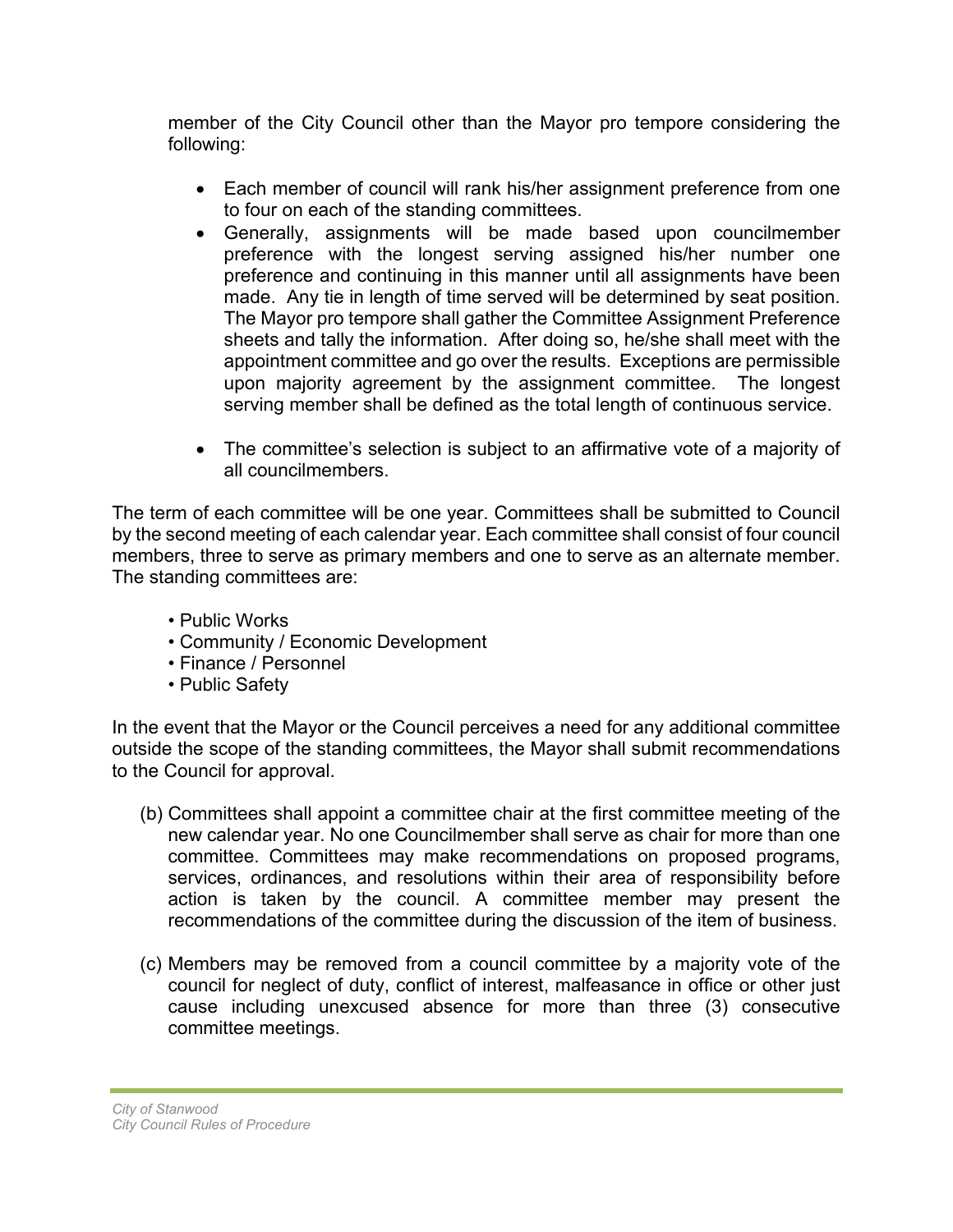member of the City Council other than the Mayor pro tempore considering the following:

- Each member of council will rank his/her assignment preference from one to four on each of the standing committees.
- Generally, assignments will be made based upon councilmember preference with the longest serving assigned his/her number one preference and continuing in this manner until all assignments have been made. Any tie in length of time served will be determined by seat position. The Mayor pro tempore shall gather the Committee Assignment Preference sheets and tally the information. After doing so, he/she shall meet with the appointment committee and go over the results. Exceptions are permissible upon majority agreement by the assignment committee. The longest serving member shall be defined as the total length of continuous service.

- The committee's selection is subject to an affirmative vote of a majority of all councilmembers.

The term of each committee will be one year. Committees shall be submitted to Council by the second meeting of each calendar year. Each committee shall consist of four council members, three to serve as primary members and one to serve as an alternate member. The standing committees are:

- Public Works
- Community / Economic Development
- Finance / Personnel
- Public Safety

In the event that the Mayor or the Council perceives a need for any additional committee outside the scope of the standing committees, the Mayor shall submit recommendations to the Council for approval.

(b) Committees shall appoint a committee chair at the first committee meeting of the new calendar year. No one Councilmember shall serve as chair for more than one committee. Committees may make recommendations on proposed programs, services, ordinances, and resolutions within their area of responsibility before action is taken by the council. A committee member may present the recommendations of the committee during the discussion of the item of business.

(c) Members may be removed from a council committee by a majority vote of the council for neglect of duty, conflict of interest, malfeasance in office or other just cause including unexcused absence for more than three (3) consecutive committee meetings.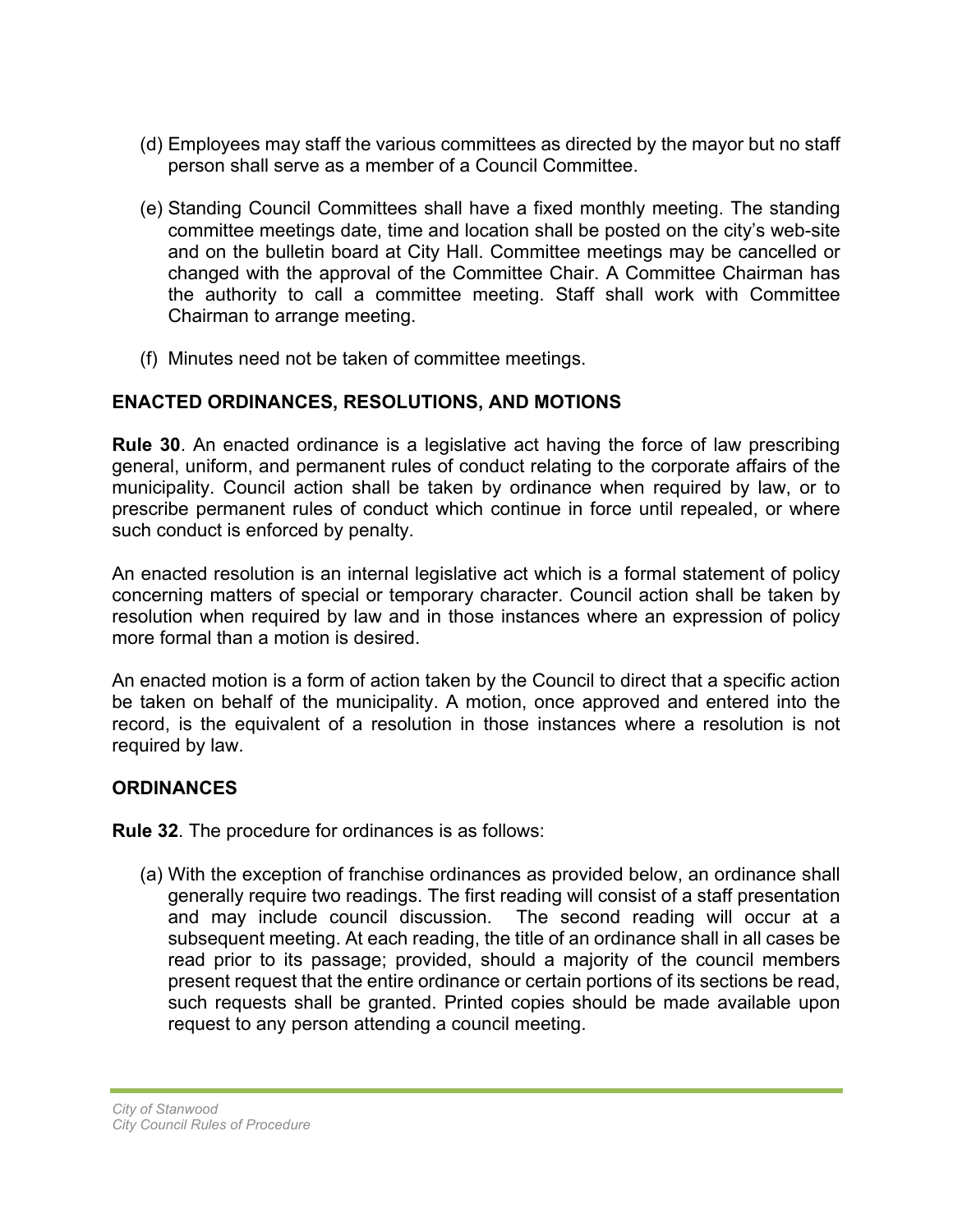(d) Employees may staff the various committees as directed by the mayor but no staff person shall serve as a member of a Council Committee.

(e) Standing Council Committees shall have a fixed monthly meeting. The standing committee meetings date, time and location shall be posted on the city's web-site and on the bulletin board at City Hall. Committee meetings may be cancelled or changed with the approval of the Committee Chair. A Committee Chairman has the authority to call a committee meeting. Staff shall work with Committee Chairman to arrange meeting.

(f) Minutes need not be taken of committee meetings.

## ENACTED ORDINANCES, RESOLUTIONS, AND MOTIONS

**Rule 30**. An enacted ordinance is a legislative act having the force of law prescribing general, uniform, and permanent rules of conduct relating to the corporate affairs of the municipality. Council action shall be taken by ordinance when required by law, or to prescribe permanent rules of conduct which continue in force until repealed, or where such conduct is enforced by penalty.

An enacted resolution is an internal legislative act which is a formal statement of policy concerning matters of special or temporary character. Council action shall be taken by resolution when required by law and in those instances where an expression of policy more formal than a motion is desired.

An enacted motion is a form of action taken by the Council to direct that a specific action be taken on behalf of the municipality. A motion, once approved and entered into the record, is the equivalent of a resolution in those instances where a resolution is not required by law.

## ORDINANCES

**Rule 32**. The procedure for ordinances is as follows:

(a) With the exception of franchise ordinances as provided below, an ordinance shall generally require two readings. The first reading will consist of a staff presentation and may include council discussion. The second reading will occur at a subsequent meeting. At each reading, the title of an ordinance shall in all cases be read prior to its passage; provided, should a majority of the council members present request that the entire ordinance or certain portions of its sections be read, such requests shall be granted. Printed copies should be made available upon request to any person attending a council meeting.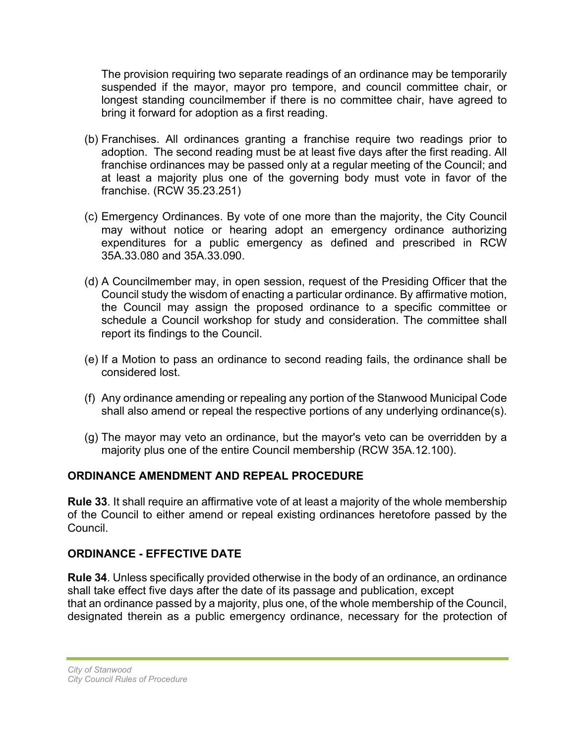The provision requiring two separate readings of an ordinance may be temporarily suspended if the mayor, mayor pro tempore, and council committee chair, or longest standing councilmember if there is no committee chair, have agreed to bring it forward for adoption as a first reading.

(b) Franchises. All ordinances granting a franchise require two readings prior to adoption. The second reading must be at least five days after the first reading. All franchise ordinances may be passed only at a regular meeting of the Council; and at least a majority plus one of the governing body must vote in favor of the franchise. (RCW 35.23.251)

(c) Emergency Ordinances. By vote of one more than the majority, the City Council may without notice or hearing adopt an emergency ordinance authorizing expenditures for a public emergency as defined and prescribed in RCW 35A.33.080 and 35A.33.090.

(d) A Councilmember may, in open session, request of the Presiding Officer that the Council study the wisdom of enacting a particular ordinance. By affirmative motion, the Council may assign the proposed ordinance to a specific committee or schedule a Council workshop for study and consideration. The committee shall report its findings to the Council.

(e) If a Motion to pass an ordinance to second reading fails, the ordinance shall be considered lost.

(f) Any ordinance amending or repealing any portion of the Stanwood Municipal Code shall also amend or repeal the respective portions of any underlying ordinance(s).

(g) The mayor may veto an ordinance, but the mayor's veto can be overridden by a majority plus one of the entire Council membership (RCW 35A.12.100).

## ORDINANCE AMENDMENT AND REPEAL PROCEDURE

**Rule 33**. It shall require an affirmative vote of at least a majority of the whole membership of the Council to either amend or repeal existing ordinances heretofore passed by the Council.

## ORDINANCE - EFFECTIVE DATE

**Rule 34**. Unless specifically provided otherwise in the body of an ordinance, an ordinance shall take effect five days after the date of its passage and publication, except that an ordinance passed by a majority, plus one, of the whole membership of the Council, designated therein as a public emergency ordinance, necessary for the protection of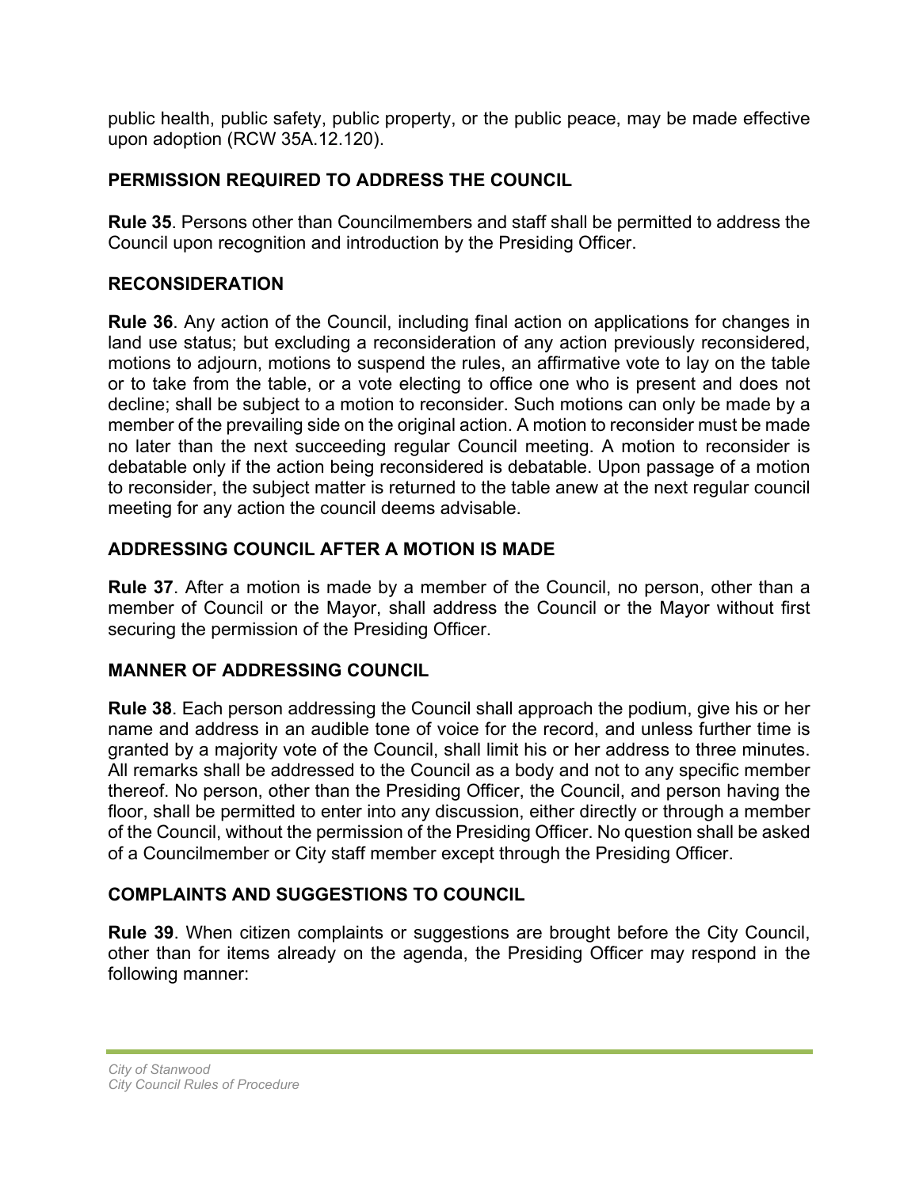public health, public safety, public property, or the public peace, may be made effective upon adoption (RCW 35A.12.120).

### PERMISSION REQUIRED TO ADDRESS THE COUNCIL

**Rule 35**. Persons other than Councilmembers and staff shall be permitted to address the Council upon recognition and introduction by the Presiding Officer.

### RECONSIDERATION

**Rule 36**. Any action of the Council, including final action on applications for changes in land use status; but excluding a reconsideration of any action previously reconsidered, motions to adjourn, motions to suspend the rules, an affirmative vote to lay on the table or to take from the table, or a vote electing to office one who is present and does not decline; shall be subject to a motion to reconsider. Such motions can only be made by a member of the prevailing side on the original action. A motion to reconsider must be made no later than the next succeeding regular Council meeting. A motion to reconsider is debatable only if the action being reconsidered is debatable. Upon passage of a motion to reconsider, the subject matter is returned to the table anew at the next regular council meeting for any action the council deems advisable.

### ADDRESSING COUNCIL AFTER A MOTION IS MADE

**Rule 37**. After a motion is made by a member of the Council, no person, other than a member of Council or the Mayor, shall address the Council or the Mayor without first securing the permission of the Presiding Officer.

### MANNER OF ADDRESSING COUNCIL

**Rule 38**. Each person addressing the Council shall approach the podium, give his or her name and address in an audible tone of voice for the record, and unless further time is granted by a majority vote of the Council, shall limit his or her address to three minutes. All remarks shall be addressed to the Council as a body and not to any specific member thereof. No person, other than the Presiding Officer, the Council, and person having the floor, shall be permitted to enter into any discussion, either directly or through a member of the Council, without the permission of the Presiding Officer. No question shall be asked of a Councilmember or City staff member except through the Presiding Officer.

### COMPLAINTS AND SUGGESTIONS TO COUNCIL

**Rule 39**. When citizen complaints or suggestions are brought before the City Council, other than for items already on the agenda, the Presiding Officer may respond in the following manner: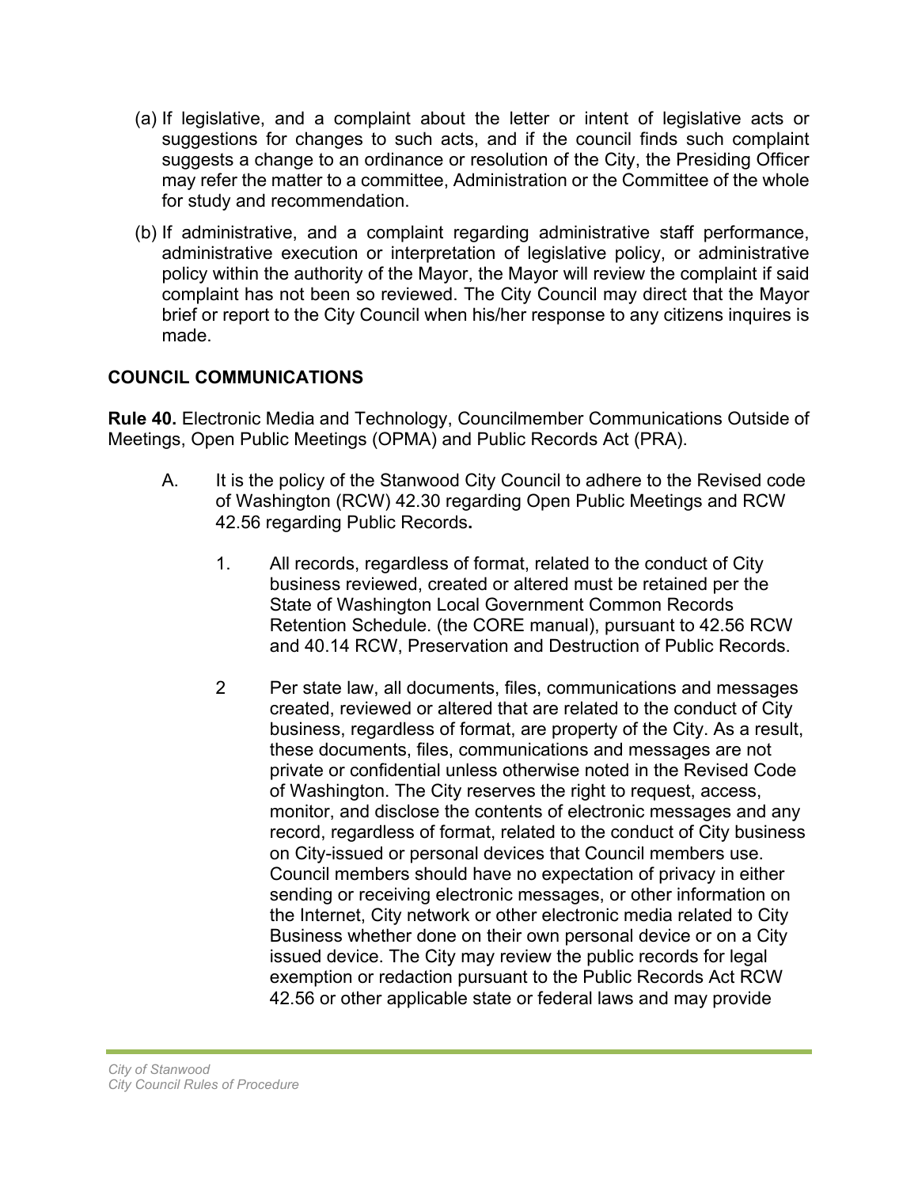(a) If legislative, and a complaint about the letter or intent of legislative acts or suggestions for changes to such acts, and if the council finds such complaint suggests a change to an ordinance or resolution of the City, the Presiding Officer may refer the matter to a committee, Administration or the Committee of the whole for study and recommendation.

(b) If administrative, and a complaint regarding administrative staff performance, administrative execution or interpretation of legislative policy, or administrative policy within the authority of the Mayor, the Mayor will review the complaint if said complaint has not been so reviewed. The City Council may direct that the Mayor brief or report to the City Council when his/her response to any citizens inquires is made.

## COUNCIL COMMUNICATIONS

**Rule 40.** Electronic Media and Technology, Councilmember Communications Outside of Meetings, Open Public Meetings (OPMA) and Public Records Act (PRA).

A. It is the policy of the Stanwood City Council to adhere to the Revised code of Washington (RCW) 42.30 regarding Open Public Meetings and RCW 42.56 regarding Public Records**.**

1. All records, regardless of format, related to the conduct of City business reviewed, created or altered must be retained per the State of Washington Local Government Common Records Retention Schedule. (the CORE manual), pursuant to 42.56 RCW and 40.14 RCW, Preservation and Destruction of Public Records.

2 Per state law, all documents, files, communications and messages created, reviewed or altered that are related to the conduct of City business, regardless of format, are property of the City. As a result, these documents, files, communications and messages are not private or confidential unless otherwise noted in the Revised Code of Washington. The City reserves the right to request, access, monitor, and disclose the contents of electronic messages and any record, regardless of format, related to the conduct of City business on City-issued or personal devices that Council members use. Council members should have no expectation of privacy in either sending or receiving electronic messages, or other information on the Internet, City network or other electronic media related to City Business whether done on their own personal device or on a City issued device. The City may review the public records for legal exemption or redaction pursuant to the Public Records Act RCW 42.56 or other applicable state or federal laws and may provide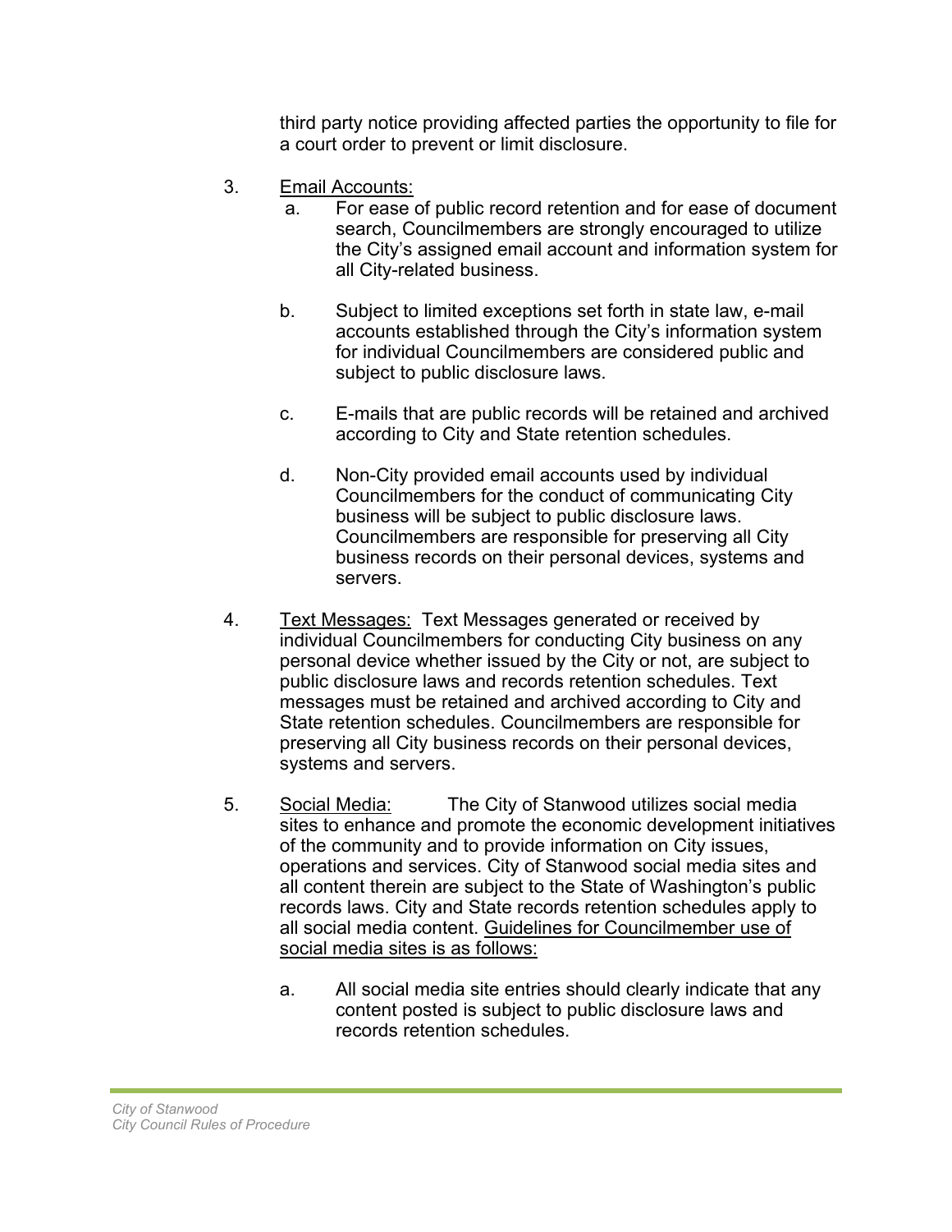third party notice providing affected parties the opportunity to file for a court order to prevent or limit disclosure.

3. <u>Email Accounts:</u>
   a. For ease of public record retention and for ease of document search, Councilmembers are strongly encouraged to utilize the City's assigned email account and information system for all City-related business.

   b. Subject to limited exceptions set forth in state law, e-mail accounts established through the City's information system for individual Councilmembers are considered public and subject to public disclosure laws.

   c. E-mails that are public records will be retained and archived according to City and State retention schedules.

   d. Non-City provided email accounts used by individual Councilmembers for the conduct of communicating City business will be subject to public disclosure laws. Councilmembers are responsible for preserving all City business records on their personal devices, systems and servers.

4. <u>Text Messages:</u> Text Messages generated or received by individual Councilmembers for conducting City business on any personal device whether issued by the City or not, are subject to public disclosure laws and records retention schedules. Text messages must be retained and archived according to City and State retention schedules. Councilmembers are responsible for preserving all City business records on their personal devices, systems and servers.

5. <u>Social Media:</u> The City of Stanwood utilizes social media sites to enhance and promote the economic development initiatives of the community and to provide information on City issues, operations and services. City of Stanwood social media sites and all content therein are subject to the State of Washington's public records laws. City and State records retention schedules apply to all social media content. <u>Guidelines for Councilmember use of social media sites is as follows:</u>

   a. All social media site entries should clearly indicate that any content posted is subject to public disclosure laws and records retention schedules.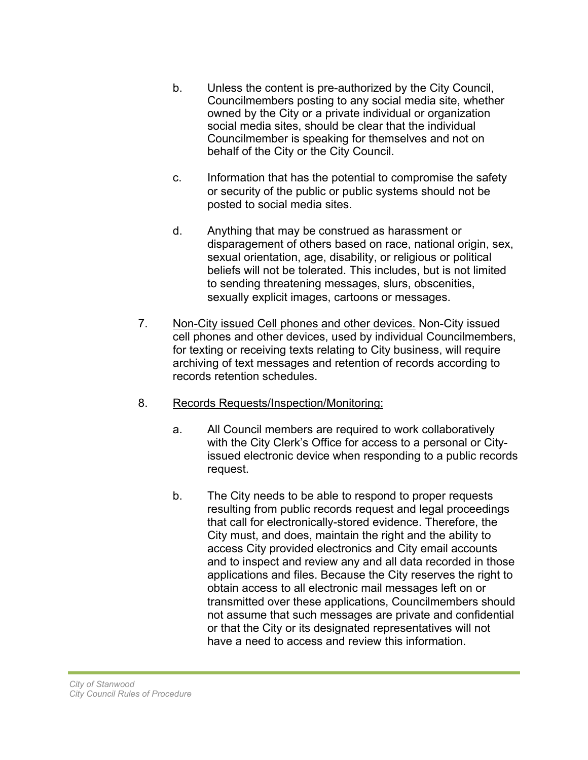b. Unless the content is pre-authorized by the City Council, Councilmembers posting to any social media site, whether owned by the City or a private individual or organization social media sites, should be clear that the individual Councilmember is speaking for themselves and not on behalf of the City or the City Council.

c. Information that has the potential to compromise the safety or security of the public or public systems should not be posted to social media sites.

d. Anything that may be construed as harassment or disparagement of others based on race, national origin, sex, sexual orientation, age, disability, or religious or political beliefs will not be tolerated. This includes, but is not limited to sending threatening messages, slurs, obscenities, sexually explicit images, cartoons or messages.

7. <u>Non-City issued Cell phones and other devices.</u> Non-City issued cell phones and other devices, used by individual Councilmembers, for texting or receiving texts relating to City business, will require archiving of text messages and retention of records according to records retention schedules.

8. <u>Records Requests/Inspection/Monitoring:</u>

a. All Council members are required to work collaboratively with the City Clerk's Office for access to a personal or City-issued electronic device when responding to a public records request.

b. The City needs to be able to respond to proper requests resulting from public records request and legal proceedings that call for electronically-stored evidence. Therefore, the City must, and does, maintain the right and the ability to access City provided electronics and City email accounts and to inspect and review any and all data recorded in those applications and files. Because the City reserves the right to obtain access to all electronic mail messages left on or transmitted over these applications, Councilmembers should not assume that such messages are private and confidential or that the City or its designated representatives will not have a need to access and review this information.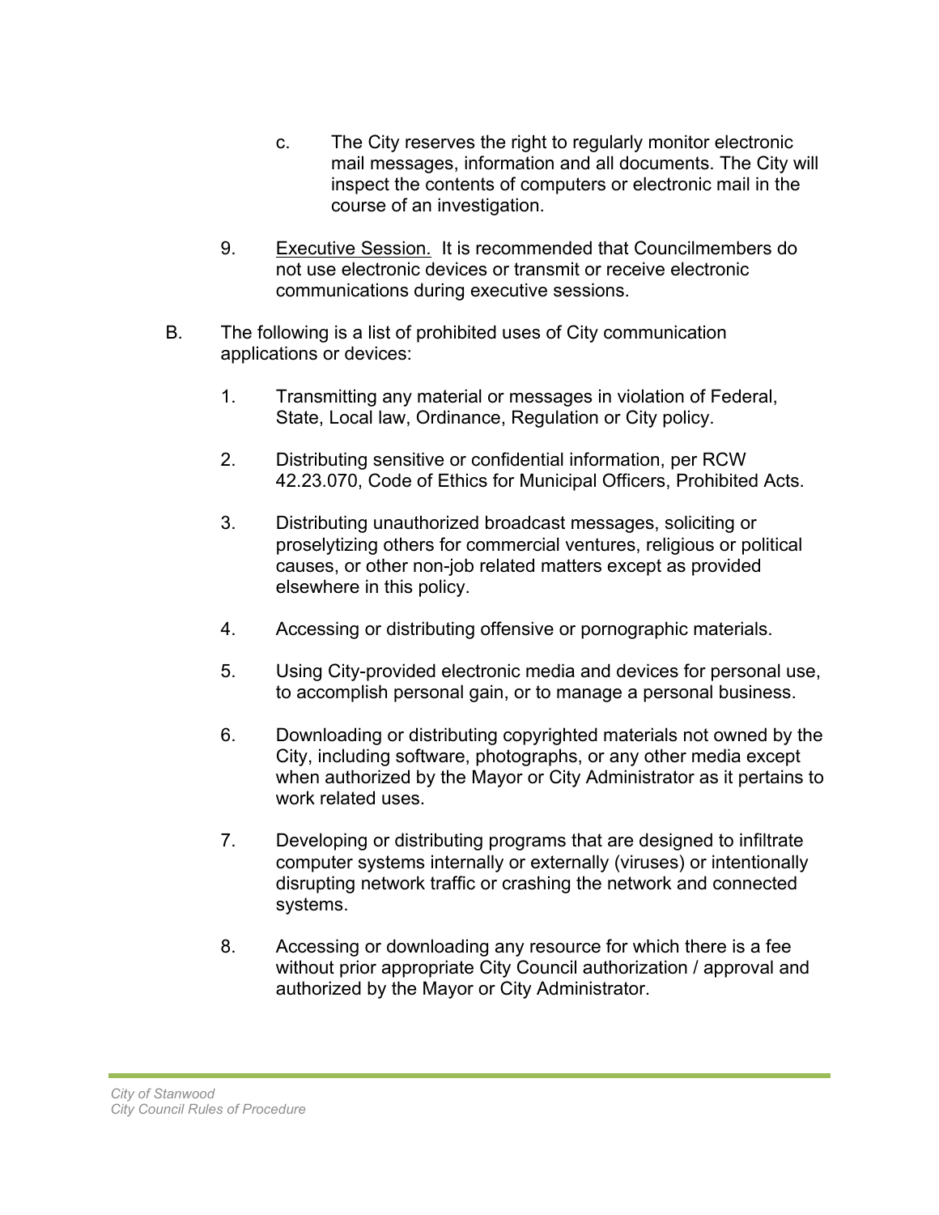c. The City reserves the right to regularly monitor electronic mail messages, information and all documents. The City will inspect the contents of computers or electronic mail in the course of an investigation.

9. <u>Executive Session.</u> It is recommended that Councilmembers do not use electronic devices or transmit or receive electronic communications during executive sessions.

B. The following is a list of prohibited uses of City communication applications or devices:

1. Transmitting any material or messages in violation of Federal, State, Local law, Ordinance, Regulation or City policy.

2. Distributing sensitive or confidential information, per RCW 42.23.070, Code of Ethics for Municipal Officers, Prohibited Acts.

3. Distributing unauthorized broadcast messages, soliciting or proselytizing others for commercial ventures, religious or political causes, or other non-job related matters except as provided elsewhere in this policy.

4. Accessing or distributing offensive or pornographic materials.

5. Using City-provided electronic media and devices for personal use, to accomplish personal gain, or to manage a personal business.

6. Downloading or distributing copyrighted materials not owned by the City, including software, photographs, or any other media except when authorized by the Mayor or City Administrator as it pertains to work related uses.

7. Developing or distributing programs that are designed to infiltrate computer systems internally or externally (viruses) or intentionally disrupting network traffic or crashing the network and connected systems.

8. Accessing or downloading any resource for which there is a fee without prior appropriate City Council authorization / approval and authorized by the Mayor or City Administrator.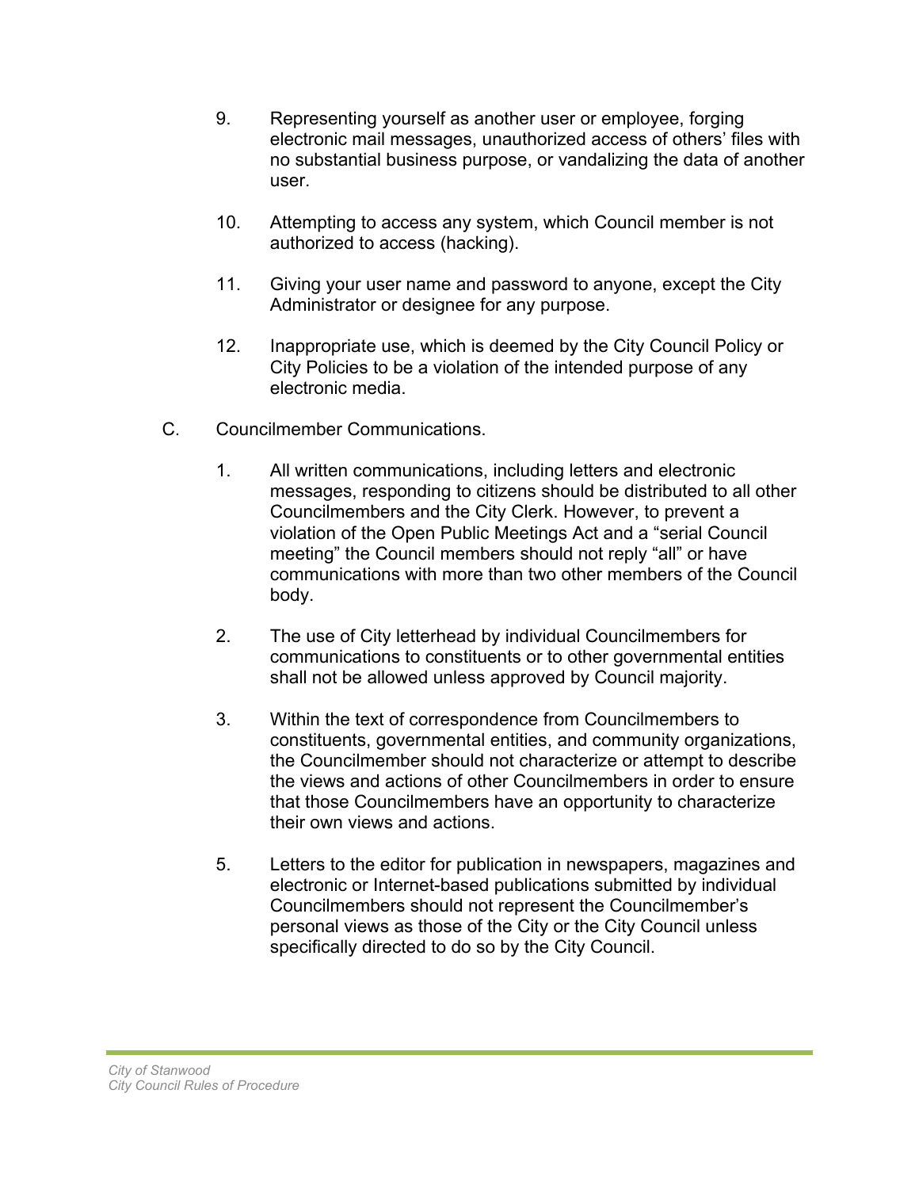9. Representing yourself as another user or employee, forging electronic mail messages, unauthorized access of others' files with no substantial business purpose, or vandalizing the data of another user.

10. Attempting to access any system, which Council member is not authorized to access (hacking).

11. Giving your user name and password to anyone, except the City Administrator or designee for any purpose.

12. Inappropriate use, which is deemed by the City Council Policy or City Policies to be a violation of the intended purpose of any electronic media.

C. Councilmember Communications.

1. All written communications, including letters and electronic messages, responding to citizens should be distributed to all other Councilmembers and the City Clerk. However, to prevent a violation of the Open Public Meetings Act and a "serial Council meeting" the Council members should not reply "all" or have communications with more than two other members of the Council body.

2. The use of City letterhead by individual Councilmembers for communications to constituents or to other governmental entities shall not be allowed unless approved by Council majority.

3. Within the text of correspondence from Councilmembers to constituents, governmental entities, and community organizations, the Councilmember should not characterize or attempt to describe the views and actions of other Councilmembers in order to ensure that those Councilmembers have an opportunity to characterize their own views and actions.

5. Letters to the editor for publication in newspapers, magazines and electronic or Internet-based publications submitted by individual Councilmembers should not represent the Councilmember's personal views as those of the City or the City Council unless specifically directed to do so by the City Council.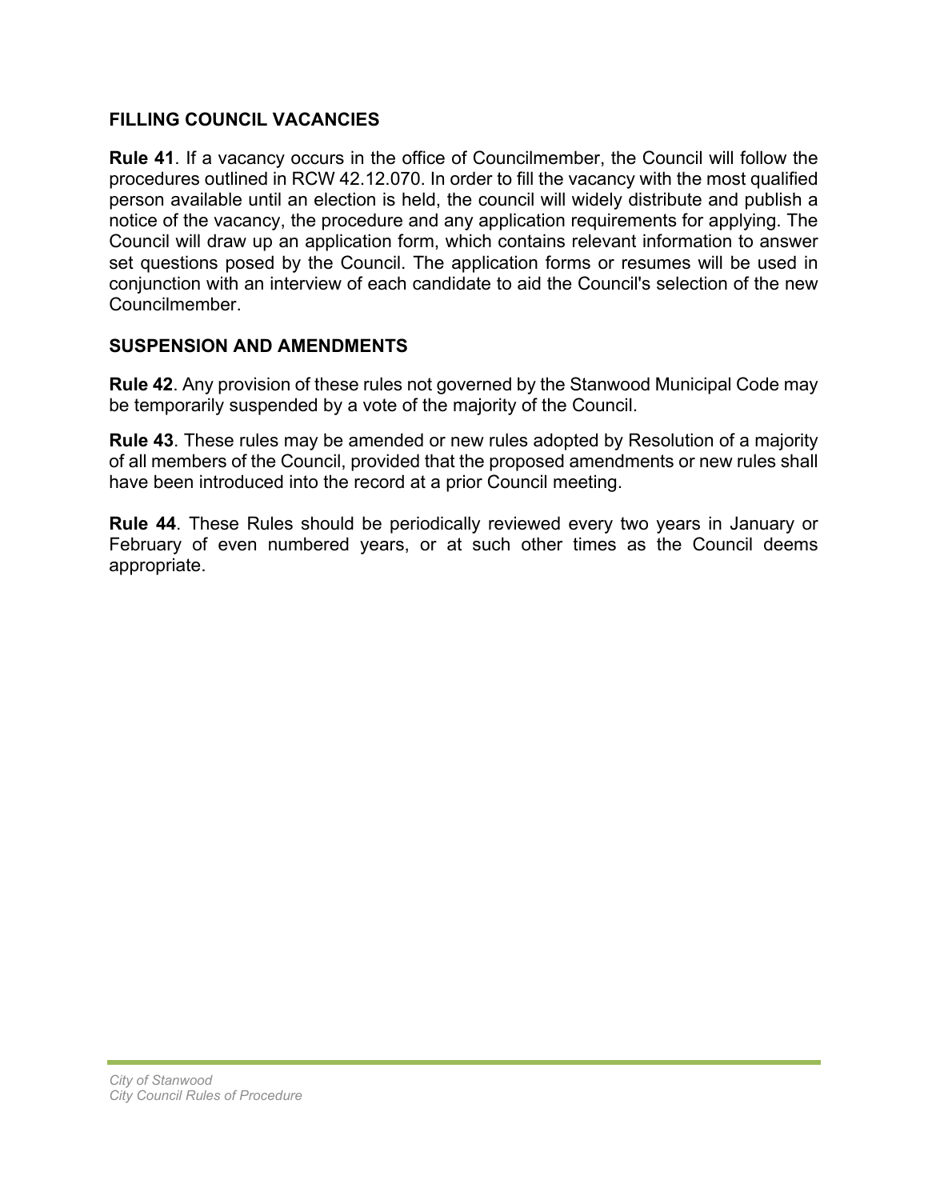## FILLING COUNCIL VACANCIES

**Rule 41**. If a vacancy occurs in the office of Councilmember, the Council will follow the procedures outlined in RCW 42.12.070. In order to fill the vacancy with the most qualified person available until an election is held, the council will widely distribute and publish a notice of the vacancy, the procedure and any application requirements for applying. The Council will draw up an application form, which contains relevant information to answer set questions posed by the Council. The application forms or resumes will be used in conjunction with an interview of each candidate to aid the Council's selection of the new Councilmember.

## SUSPENSION AND AMENDMENTS

**Rule 42**. Any provision of these rules not governed by the Stanwood Municipal Code may be temporarily suspended by a vote of the majority of the Council.

**Rule 43**. These rules may be amended or new rules adopted by Resolution of a majority of all members of the Council, provided that the proposed amendments or new rules shall have been introduced into the record at a prior Council meeting.

**Rule 44**. These Rules should be periodically reviewed every two years in January or February of even numbered years, or at such other times as the Council deems appropriate.